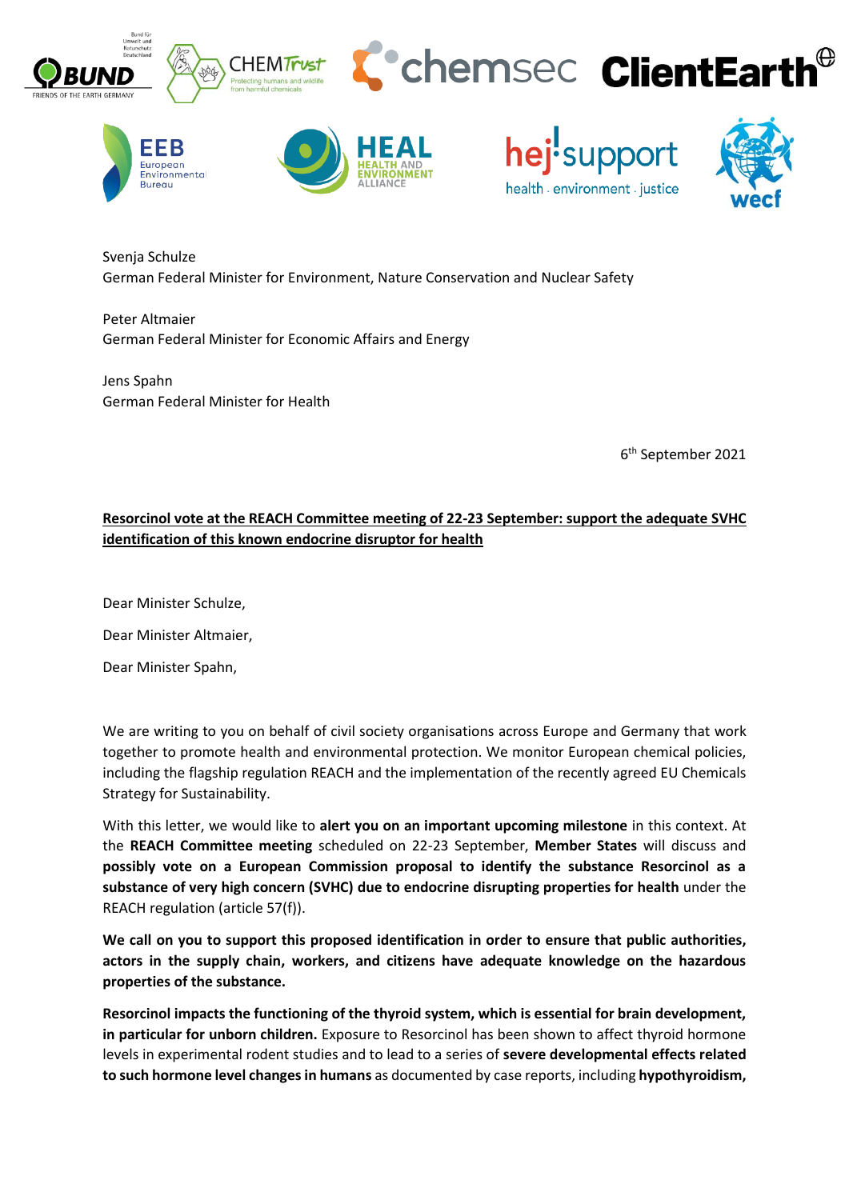Svenja Schulze
German Federal Minister for Environment, Nature Conservation and Nuclear Safety

Peter Altmaier
German Federal Minister for Economic Affairs and Energy

Jens Spahn
German Federal Minister for Health

6th September 2021

**Resorcinol vote at the REACH Committee meeting of 22-23 September: support the adequate SVHC identification of this known endocrine disruptor for health**

Dear Minister Schulze,

Dear Minister Altmaier,

Dear Minister Spahn,

We are writing to you on behalf of civil society organisations across Europe and Germany that work together to promote health and environmental protection. We monitor European chemical policies, including the flagship regulation REACH and the implementation of the recently agreed EU Chemicals Strategy for Sustainability.

With this letter, we would like to **alert you on an important upcoming milestone** in this context. At the **REACH Committee meeting** scheduled on 22-23 September, **Member States** will discuss and **possibly vote on a European Commission proposal to identify the substance Resorcinol as a substance of very high concern (SVHC) due to endocrine disrupting properties for health** under the REACH regulation (article 57(f)).

**We call on you to support this proposed identification in order to ensure that public authorities, actors in the supply chain, workers, and citizens have adequate knowledge on the hazardous properties of the substance.**

**Resorcinol impacts the functioning of the thyroid system, which is essential for brain development, in particular for unborn children.** Exposure to Resorcinol has been shown to affect thyroid hormone levels in experimental rodent studies and to lead to a series of **severe developmental effects related to such hormone level changes in humans** as documented by case reports, including **hypothyroidism,**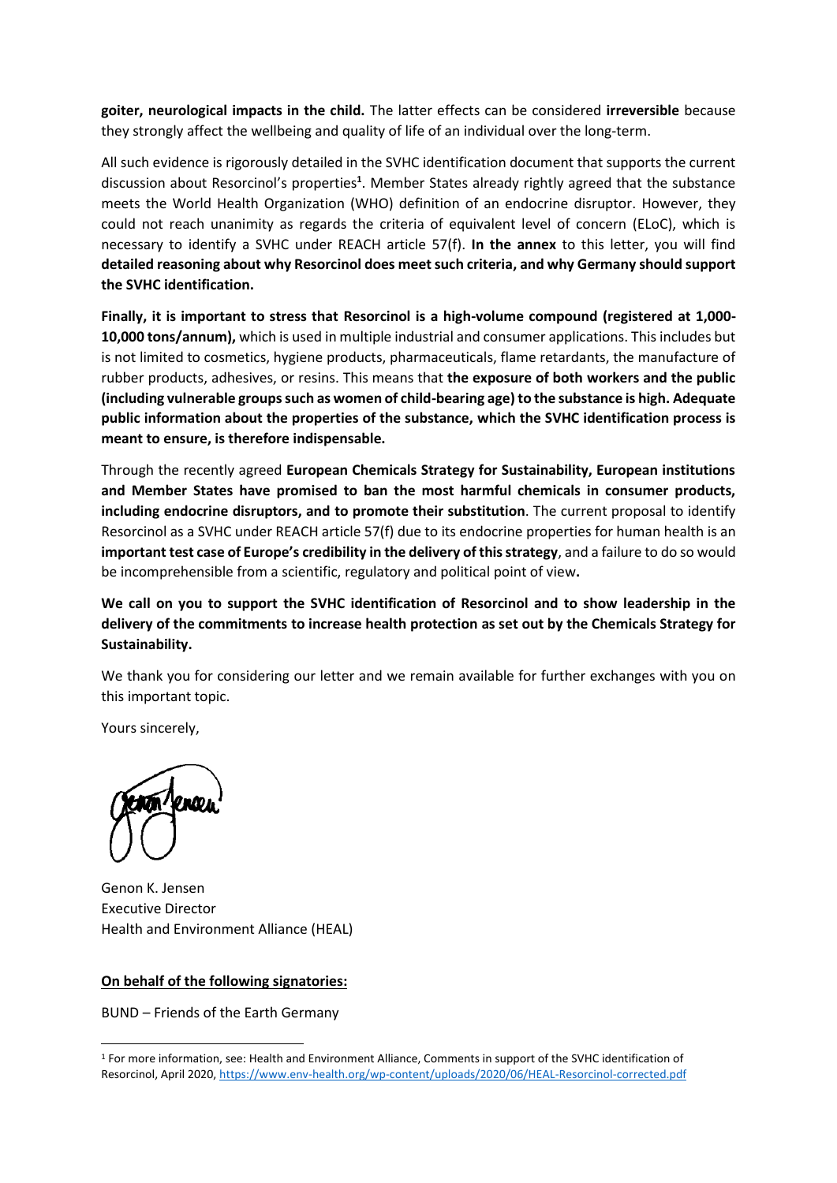**goiter, neurological impacts in the child.** The latter effects can be considered **irreversible** because they strongly affect the wellbeing and quality of life of an individual over the long-term.

All such evidence is rigorously detailed in the SVHC identification document that supports the current discussion about Resorcinol's properties[1]. Member States already rightly agreed that the substance meets the World Health Organization (WHO) definition of an endocrine disruptor. However, they could not reach unanimity as regards the criteria of equivalent level of concern (ELoC), which is necessary to identify a SVHC under REACH article 57(f). **In the annex** to this letter, you will find **detailed reasoning about why Resorcinol does meet such criteria, and why Germany should support the SVHC identification.**

**Finally, it is important to stress that Resorcinol is a high-volume compound (registered at 1,000-10,000 tons/annum),** which is used in multiple industrial and consumer applications. This includes but is not limited to cosmetics, hygiene products, pharmaceuticals, flame retardants, the manufacture of rubber products, adhesives, or resins. This means that **the exposure of both workers and the public (including vulnerable groups such as women of child-bearing age) to the substance is high. Adequate public information about the properties of the substance, which the SVHC identification process is meant to ensure, is therefore indispensable.**

Through the recently agreed **European Chemicals Strategy for Sustainability, European institutions and Member States have promised to ban the most harmful chemicals in consumer products, including endocrine disruptors, and to promote their substitution**. The current proposal to identify Resorcinol as a SVHC under REACH article 57(f) due to its endocrine properties for human health is an **important test case of Europe's credibility in the delivery of this strategy**, and a failure to do so would be incomprehensible from a scientific, regulatory and political point of view**.**

**We call on you to support the SVHC identification of Resorcinol and to show leadership in the delivery of the commitments to increase health protection as set out by the Chemicals Strategy for Sustainability.**

We thank you for considering our letter and we remain available for further exchanges with you on this important topic.

Yours sincerely,

Genon K. Jensen
Executive Director
Health and Environment Alliance (HEAL)

**On behalf of the following signatories:**

BUND – Friends of the Earth Germany

---

[1] For more information, see: Health and Environment Alliance, Comments in support of the SVHC identification of Resorcinol, April 2020, https://www.env-health.org/wp-content/uploads/2020/06/HEAL-Resorcinol-corrected.pdf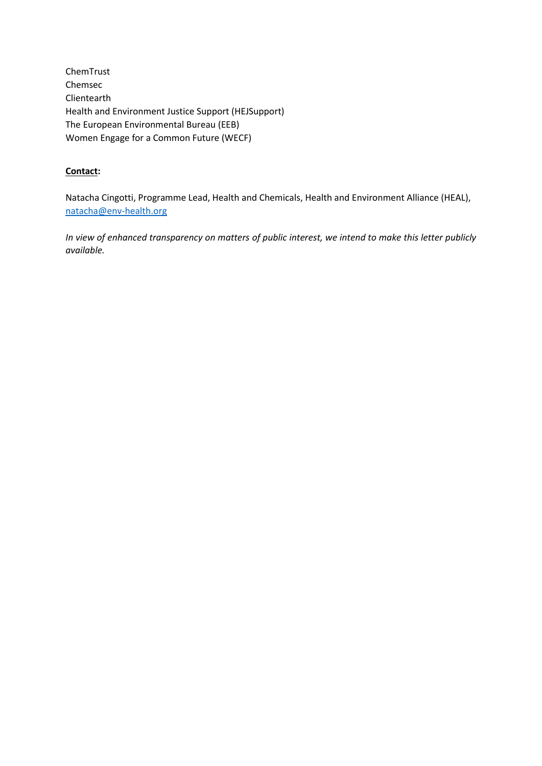ChemTrust
Chemsec
Clientearth
Health and Environment Justice Support (HEJSupport)
The European Environmental Bureau (EEB)
Women Engage for a Common Future (WECF)

**Contact:**

Natacha Cingotti, Programme Lead, Health and Chemicals, Health and Environment Alliance (HEAL), natacha@env-health.org

*In view of enhanced transparency on matters of public interest, we intend to make this letter publicly available.*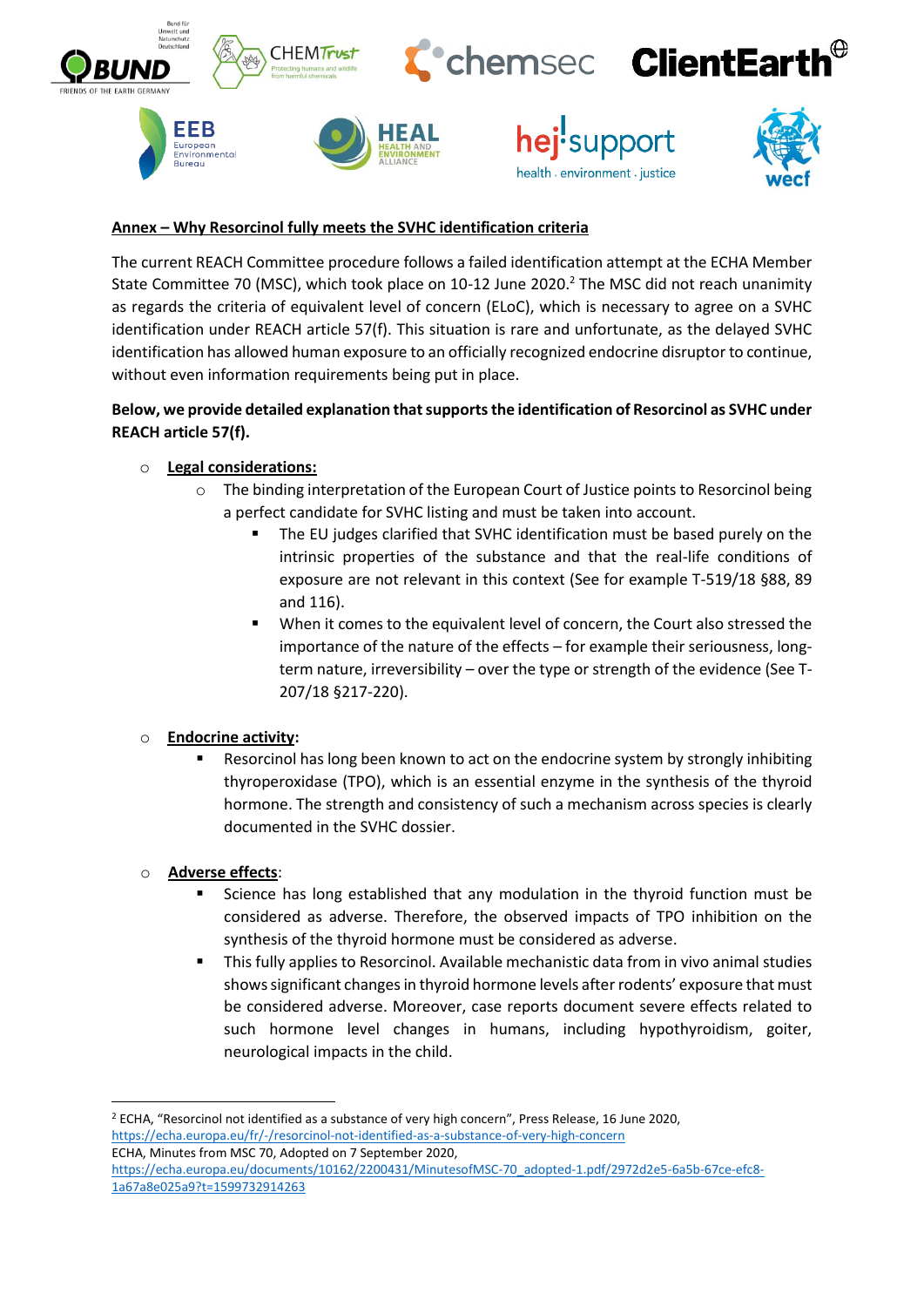## Annex – Why Resorcinol fully meets the SVHC identification criteria

The current REACH Committee procedure follows a failed identification attempt at the ECHA Member State Committee 70 (MSC), which took place on 10-12 June 2020.[2] The MSC did not reach unanimity as regards the criteria of equivalent level of concern (ELoC), which is necessary to agree on a SVHC identification under REACH article 57(f). This situation is rare and unfortunate, as the delayed SVHC identification has allowed human exposure to an officially recognized endocrine disruptor to continue, without even information requirements being put in place.

**Below, we provide detailed explanation that supports the identification of Resorcinol as SVHC under REACH article 57(f).**

- **Legal considerations:**
  - The binding interpretation of the European Court of Justice points to Resorcinol being a perfect candidate for SVHC listing and must be taken into account.
    - The EU judges clarified that SVHC identification must be based purely on the intrinsic properties of the substance and that the real-life conditions of exposure are not relevant in this context (See for example T-519/18 §88, 89 and 116).
    - When it comes to the equivalent level of concern, the Court also stressed the importance of the nature of the effects – for example their seriousness, long-term nature, irreversibility – over the type or strength of the evidence (See T-207/18 §217-220).

- **Endocrine activity:**
  - Resorcinol has long been known to act on the endocrine system by strongly inhibiting thyroperoxidase (TPO), which is an essential enzyme in the synthesis of the thyroid hormone. The strength and consistency of such a mechanism across species is clearly documented in the SVHC dossier.

- **Adverse effects:**
  - Science has long established that any modulation in the thyroid function must be considered as adverse. Therefore, the observed impacts of TPO inhibition on the synthesis of the thyroid hormone must be considered as adverse.
  - This fully applies to Resorcinol. Available mechanistic data from in vivo animal studies shows significant changes in thyroid hormone levels after rodents' exposure that must be considered adverse. Moreover, case reports document severe effects related to such hormone level changes in humans, including hypothyroidism, goiter, neurological impacts in the child.

---

[2] ECHA, "Resorcinol not identified as a substance of very high concern", Press Release, 16 June 2020, https://echa.europa.eu/fr/-/resorcinol-not-identified-as-a-substance-of-very-high-concern
ECHA, Minutes from MSC 70, Adopted on 7 September 2020, https://echa.europa.eu/documents/10162/2200431/MinutesofMSC-70_adopted-1.pdf/2972d2e5-6a5b-67ce-efc8-1a67a8e025a9?t=1599732914263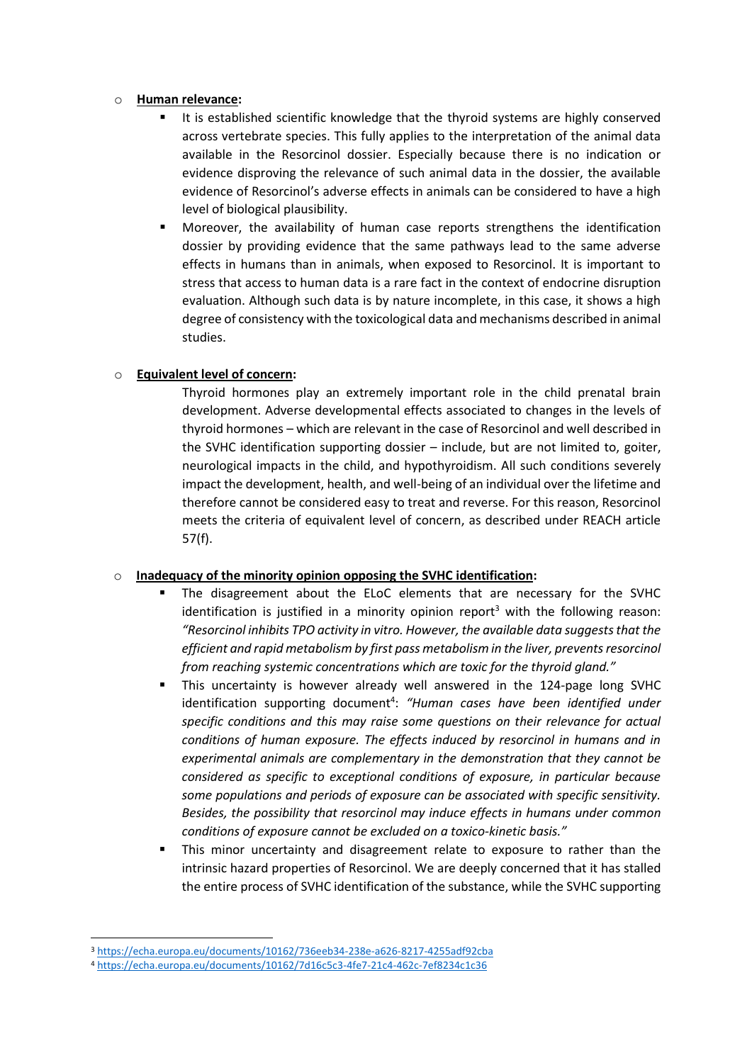- **Human relevance:**
  - It is established scientific knowledge that the thyroid systems are highly conserved across vertebrate species. This fully applies to the interpretation of the animal data available in the Resorcinol dossier. Especially because there is no indication or evidence disproving the relevance of such animal data in the dossier, the available evidence of Resorcinol's adverse effects in animals can be considered to have a high level of biological plausibility.
  - Moreover, the availability of human case reports strengthens the identification dossier by providing evidence that the same pathways lead to the same adverse effects in humans than in animals, when exposed to Resorcinol. It is important to stress that access to human data is a rare fact in the context of endocrine disruption evaluation. Although such data is by nature incomplete, in this case, it shows a high degree of consistency with the toxicological data and mechanisms described in animal studies.

- **Equivalent level of concern:**

  Thyroid hormones play an extremely important role in the child prenatal brain development. Adverse developmental effects associated to changes in the levels of thyroid hormones – which are relevant in the case of Resorcinol and well described in the SVHC identification supporting dossier – include, but are not limited to, goiter, neurological impacts in the child, and hypothyroidism. All such conditions severely impact the development, health, and well-being of an individual over the lifetime and therefore cannot be considered easy to treat and reverse. For this reason, Resorcinol meets the criteria of equivalent level of concern, as described under REACH article 57(f).

- **Inadequacy of the minority opinion opposing the SVHC identification:**
  - The disagreement about the ELoC elements that are necessary for the SVHC identification is justified in a minority opinion report[3] with the following reason: *"Resorcinol inhibits TPO activity in vitro. However, the available data suggests that the efficient and rapid metabolism by first pass metabolism in the liver, prevents resorcinol from reaching systemic concentrations which are toxic for the thyroid gland."*
  - This uncertainty is however already well answered in the 124-page long SVHC identification supporting document[4]: *"Human cases have been identified under specific conditions and this may raise some questions on their relevance for actual conditions of human exposure. The effects induced by resorcinol in humans and in experimental animals are complementary in the demonstration that they cannot be considered as specific to exceptional conditions of exposure, in particular because some populations and periods of exposure can be associated with specific sensitivity. Besides, the possibility that resorcinol may induce effects in humans under common conditions of exposure cannot be excluded on a toxico-kinetic basis."*
  - This minor uncertainty and disagreement relate to exposure to rather than the intrinsic hazard properties of Resorcinol. We are deeply concerned that it has stalled the entire process of SVHC identification of the substance, while the SVHC supporting

---

[3] https://echa.europa.eu/documents/10162/736eeb34-238e-a626-8217-4255adf92cba

[4] https://echa.europa.eu/documents/10162/7d16c5c3-4fe7-21c4-462c-7ef8234c1c36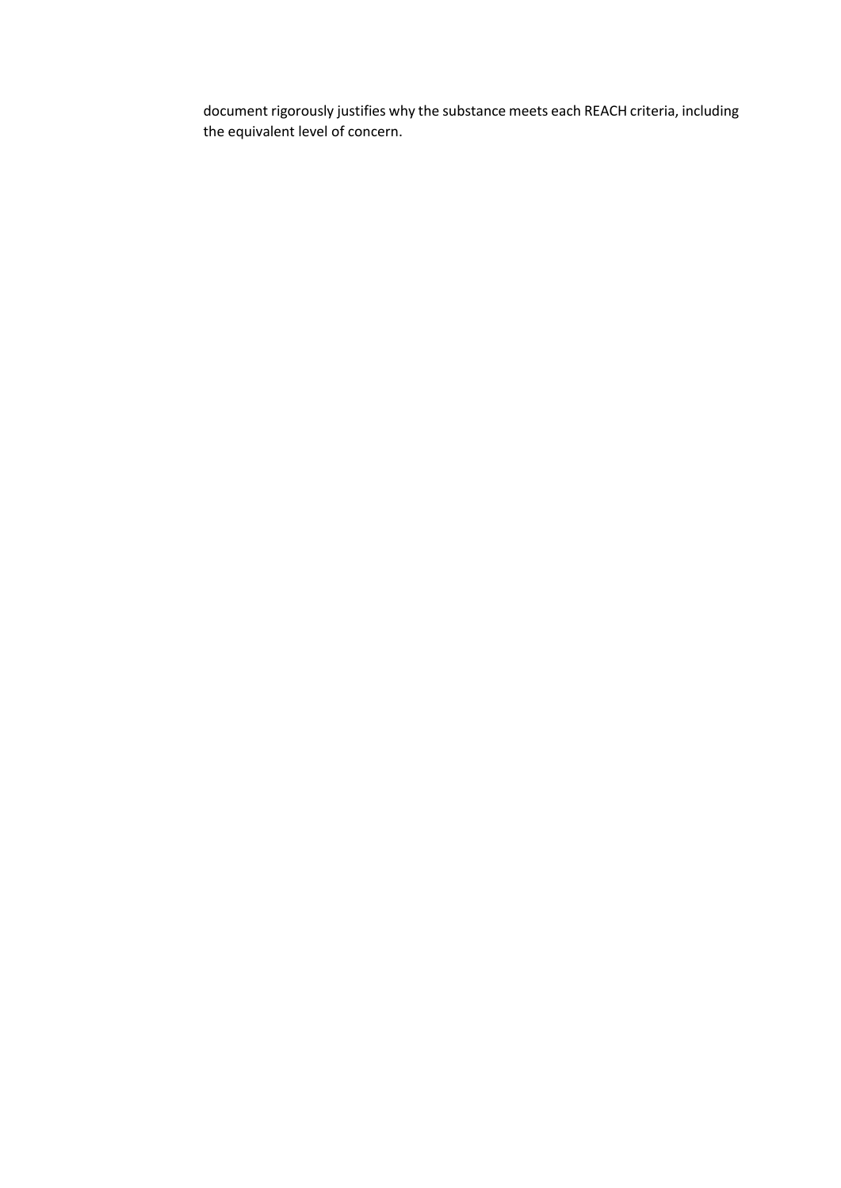document rigorously justifies why the substance meets each REACH criteria, including the equivalent level of concern.